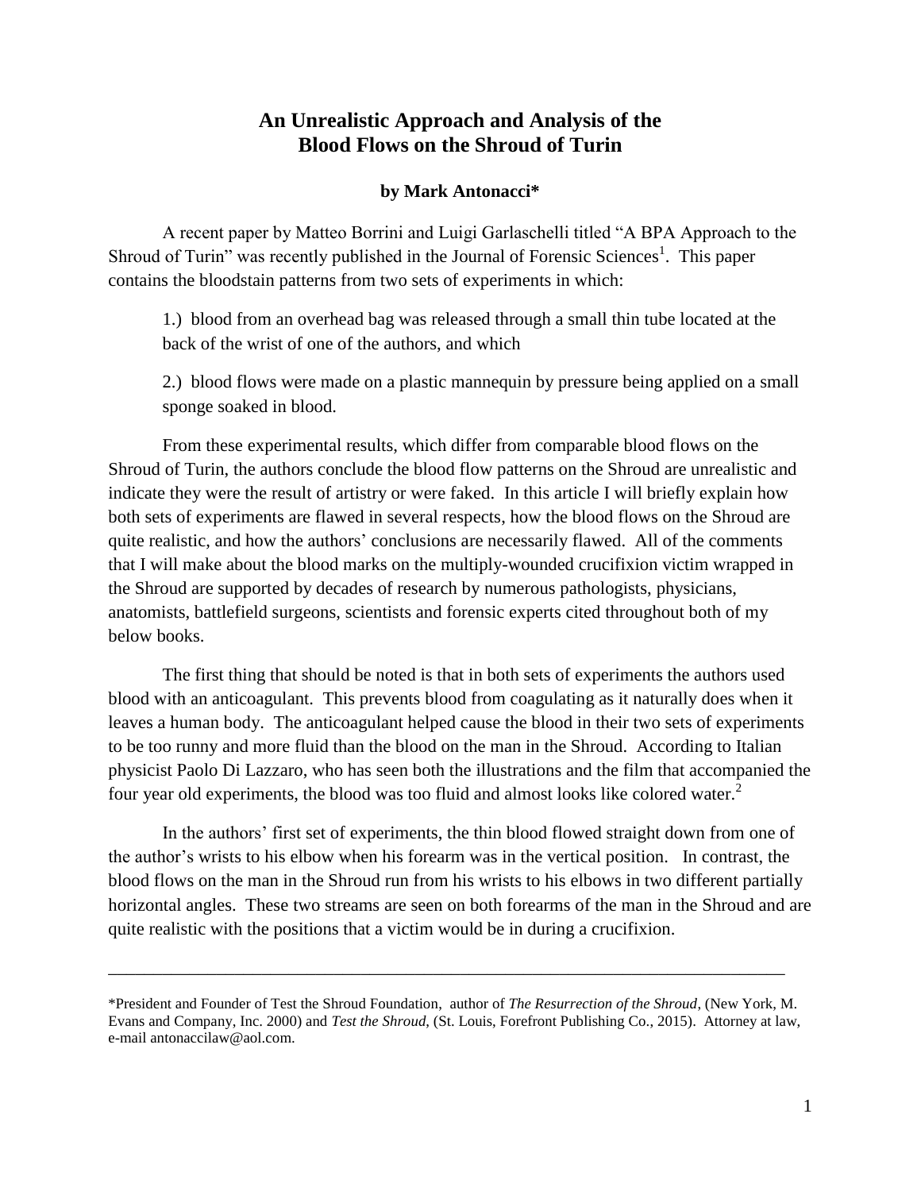# An Unrealistic Approach and Analysis of the Blood Flows on the Shroud of Turin

**by Mark Antonacci***

A recent paper by Matteo Borrini and Luigi Garlaschelli titled "A BPA Approach to the Shroud of Turin" was recently published in the Journal of Forensic Sciences[1]. This paper contains the bloodstain patterns from two sets of experiments in which:

1.) blood from an overhead bag was released through a small thin tube located at the back of the wrist of one of the authors, and which

2.) blood flows were made on a plastic mannequin by pressure being applied on a small sponge soaked in blood.

From these experimental results, which differ from comparable blood flows on the Shroud of Turin, the authors conclude the blood flow patterns on the Shroud are unrealistic and indicate they were the result of artistry or were faked. In this article I will briefly explain how both sets of experiments are flawed in several respects, how the blood flows on the Shroud are quite realistic, and how the authors' conclusions are necessarily flawed. All of the comments that I will make about the blood marks on the multiply-wounded crucifixion victim wrapped in the Shroud are supported by decades of research by numerous pathologists, physicians, anatomists, battlefield surgeons, scientists and forensic experts cited throughout both of my below books.

The first thing that should be noted is that in both sets of experiments the authors used blood with an anticoagulant. This prevents blood from coagulating as it naturally does when it leaves a human body. The anticoagulant helped cause the blood in their two sets of experiments to be too runny and more fluid than the blood on the man in the Shroud. According to Italian physicist Paolo Di Lazzaro, who has seen both the illustrations and the film that accompanied the four year old experiments, the blood was too fluid and almost looks like colored water.[2]

In the authors' first set of experiments, the thin blood flowed straight down from one of the author's wrists to his elbow when his forearm was in the vertical position. In contrast, the blood flows on the man in the Shroud run from his wrists to his elbows in two different partially horizontal angles. These two streams are seen on both forearms of the man in the Shroud and are quite realistic with the positions that a victim would be in during a crucifixion.

---

*President and Founder of Test the Shroud Foundation, author of *The Resurrection of the Shroud*, (New York, M. Evans and Company, Inc. 2000) and *Test the Shroud*, (St. Louis, Forefront Publishing Co., 2015). Attorney at law, e-mail antonaccilaw@aol.com.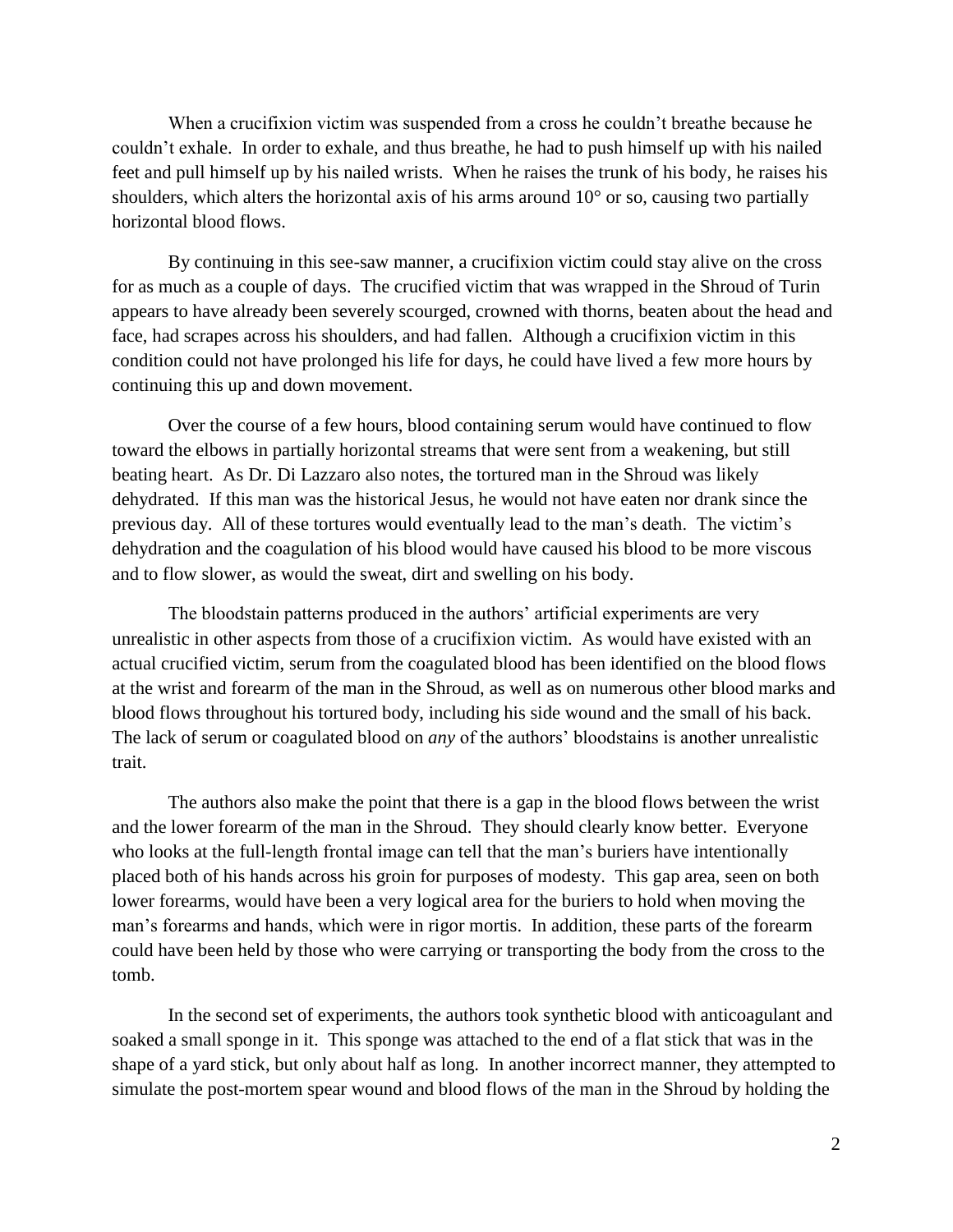When a crucifixion victim was suspended from a cross he couldn't breathe because he couldn't exhale. In order to exhale, and thus breathe, he had to push himself up with his nailed feet and pull himself up by his nailed wrists. When he raises the trunk of his body, he raises his shoulders, which alters the horizontal axis of his arms around 10° or so, causing two partially horizontal blood flows.

By continuing in this see-saw manner, a crucifixion victim could stay alive on the cross for as much as a couple of days. The crucified victim that was wrapped in the Shroud of Turin appears to have already been severely scourged, crowned with thorns, beaten about the head and face, had scrapes across his shoulders, and had fallen. Although a crucifixion victim in this condition could not have prolonged his life for days, he could have lived a few more hours by continuing this up and down movement.

Over the course of a few hours, blood containing serum would have continued to flow toward the elbows in partially horizontal streams that were sent from a weakening, but still beating heart. As Dr. Di Lazzaro also notes, the tortured man in the Shroud was likely dehydrated. If this man was the historical Jesus, he would not have eaten nor drank since the previous day. All of these tortures would eventually lead to the man's death. The victim's dehydration and the coagulation of his blood would have caused his blood to be more viscous and to flow slower, as would the sweat, dirt and swelling on his body.

The bloodstain patterns produced in the authors' artificial experiments are very unrealistic in other aspects from those of a crucifixion victim. As would have existed with an actual crucified victim, serum from the coagulated blood has been identified on the blood flows at the wrist and forearm of the man in the Shroud, as well as on numerous other blood marks and blood flows throughout his tortured body, including his side wound and the small of his back. The lack of serum or coagulated blood on *any* of the authors' bloodstains is another unrealistic trait.

The authors also make the point that there is a gap in the blood flows between the wrist and the lower forearm of the man in the Shroud. They should clearly know better. Everyone who looks at the full-length frontal image can tell that the man's buriers have intentionally placed both of his hands across his groin for purposes of modesty. This gap area, seen on both lower forearms, would have been a very logical area for the buriers to hold when moving the man's forearms and hands, which were in rigor mortis. In addition, these parts of the forearm could have been held by those who were carrying or transporting the body from the cross to the tomb.

In the second set of experiments, the authors took synthetic blood with anticoagulant and soaked a small sponge in it. This sponge was attached to the end of a flat stick that was in the shape of a yard stick, but only about half as long. In another incorrect manner, they attempted to simulate the post-mortem spear wound and blood flows of the man in the Shroud by holding the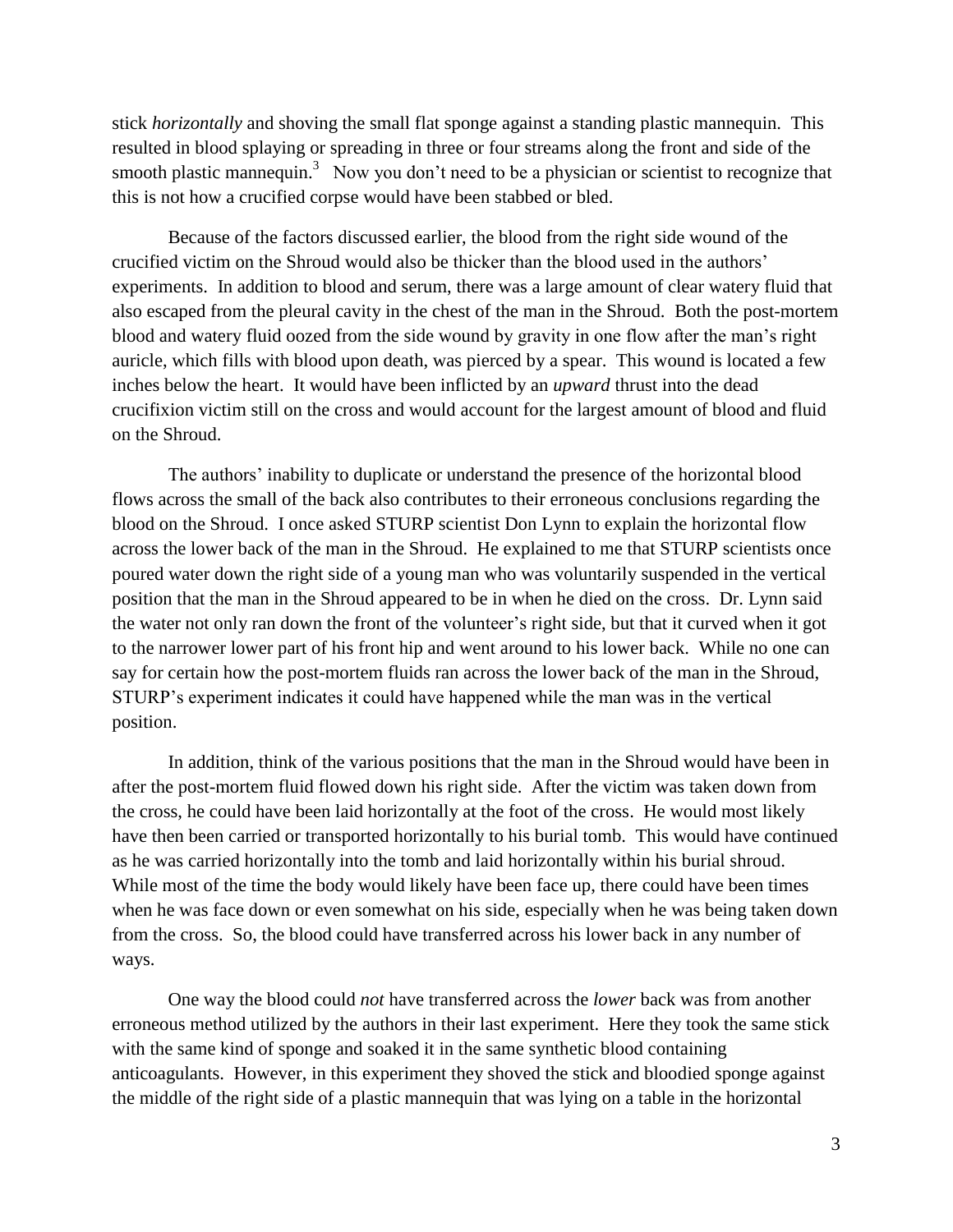stick *horizontally* and shoving the small flat sponge against a standing plastic mannequin. This resulted in blood splaying or spreading in three or four streams along the front and side of the smooth plastic mannequin.[3] Now you don't need to be a physician or scientist to recognize that this is not how a crucified corpse would have been stabbed or bled.

Because of the factors discussed earlier, the blood from the right side wound of the crucified victim on the Shroud would also be thicker than the blood used in the authors' experiments. In addition to blood and serum, there was a large amount of clear watery fluid that also escaped from the pleural cavity in the chest of the man in the Shroud. Both the post-mortem blood and watery fluid oozed from the side wound by gravity in one flow after the man's right auricle, which fills with blood upon death, was pierced by a spear. This wound is located a few inches below the heart. It would have been inflicted by an *upward* thrust into the dead crucifixion victim still on the cross and would account for the largest amount of blood and fluid on the Shroud.

The authors' inability to duplicate or understand the presence of the horizontal blood flows across the small of the back also contributes to their erroneous conclusions regarding the blood on the Shroud. I once asked STURP scientist Don Lynn to explain the horizontal flow across the lower back of the man in the Shroud. He explained to me that STURP scientists once poured water down the right side of a young man who was voluntarily suspended in the vertical position that the man in the Shroud appeared to be in when he died on the cross. Dr. Lynn said the water not only ran down the front of the volunteer's right side, but that it curved when it got to the narrower lower part of his front hip and went around to his lower back. While no one can say for certain how the post-mortem fluids ran across the lower back of the man in the Shroud, STURP's experiment indicates it could have happened while the man was in the vertical position.

In addition, think of the various positions that the man in the Shroud would have been in after the post-mortem fluid flowed down his right side. After the victim was taken down from the cross, he could have been laid horizontally at the foot of the cross. He would most likely have then been carried or transported horizontally to his burial tomb. This would have continued as he was carried horizontally into the tomb and laid horizontally within his burial shroud. While most of the time the body would likely have been face up, there could have been times when he was face down or even somewhat on his side, especially when he was being taken down from the cross. So, the blood could have transferred across his lower back in any number of ways.

One way the blood could *not* have transferred across the *lower* back was from another erroneous method utilized by the authors in their last experiment. Here they took the same stick with the same kind of sponge and soaked it in the same synthetic blood containing anticoagulants. However, in this experiment they shoved the stick and bloodied sponge against the middle of the right side of a plastic mannequin that was lying on a table in the horizontal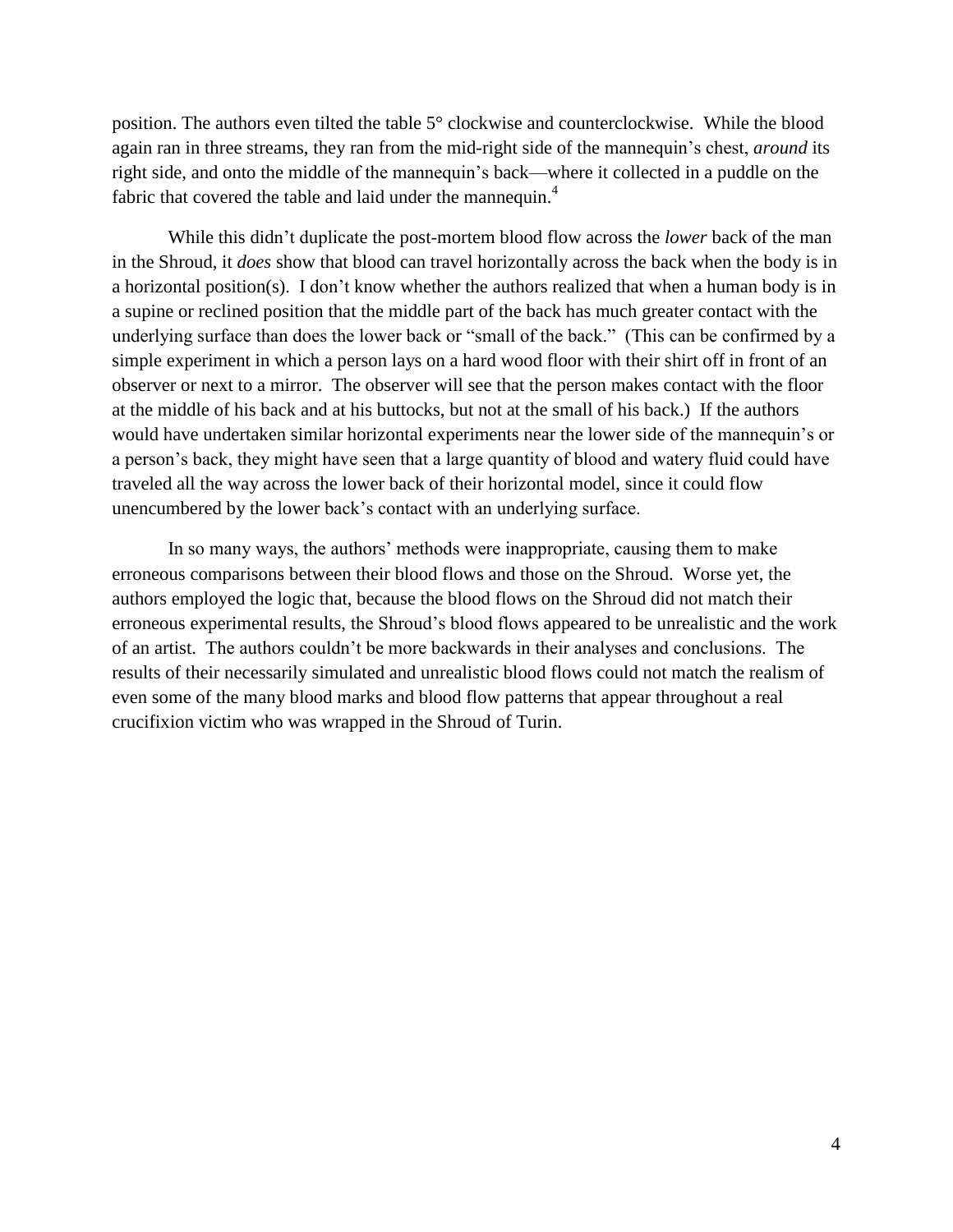position. The authors even tilted the table 5° clockwise and counterclockwise. While the blood again ran in three streams, they ran from the mid-right side of the mannequin's chest, *around* its right side, and onto the middle of the mannequin's back—where it collected in a puddle on the fabric that covered the table and laid under the mannequin.[4]

While this didn't duplicate the post-mortem blood flow across the *lower* back of the man in the Shroud, it *does* show that blood can travel horizontally across the back when the body is in a horizontal position(s). I don't know whether the authors realized that when a human body is in a supine or reclined position that the middle part of the back has much greater contact with the underlying surface than does the lower back or "small of the back." (This can be confirmed by a simple experiment in which a person lays on a hard wood floor with their shirt off in front of an observer or next to a mirror. The observer will see that the person makes contact with the floor at the middle of his back and at his buttocks, but not at the small of his back.) If the authors would have undertaken similar horizontal experiments near the lower side of the mannequin's or a person's back, they might have seen that a large quantity of blood and watery fluid could have traveled all the way across the lower back of their horizontal model, since it could flow unencumbered by the lower back's contact with an underlying surface.

In so many ways, the authors' methods were inappropriate, causing them to make erroneous comparisons between their blood flows and those on the Shroud. Worse yet, the authors employed the logic that, because the blood flows on the Shroud did not match their erroneous experimental results, the Shroud's blood flows appeared to be unrealistic and the work of an artist. The authors couldn't be more backwards in their analyses and conclusions. The results of their necessarily simulated and unrealistic blood flows could not match the realism of even some of the many blood marks and blood flow patterns that appear throughout a real crucifixion victim who was wrapped in the Shroud of Turin.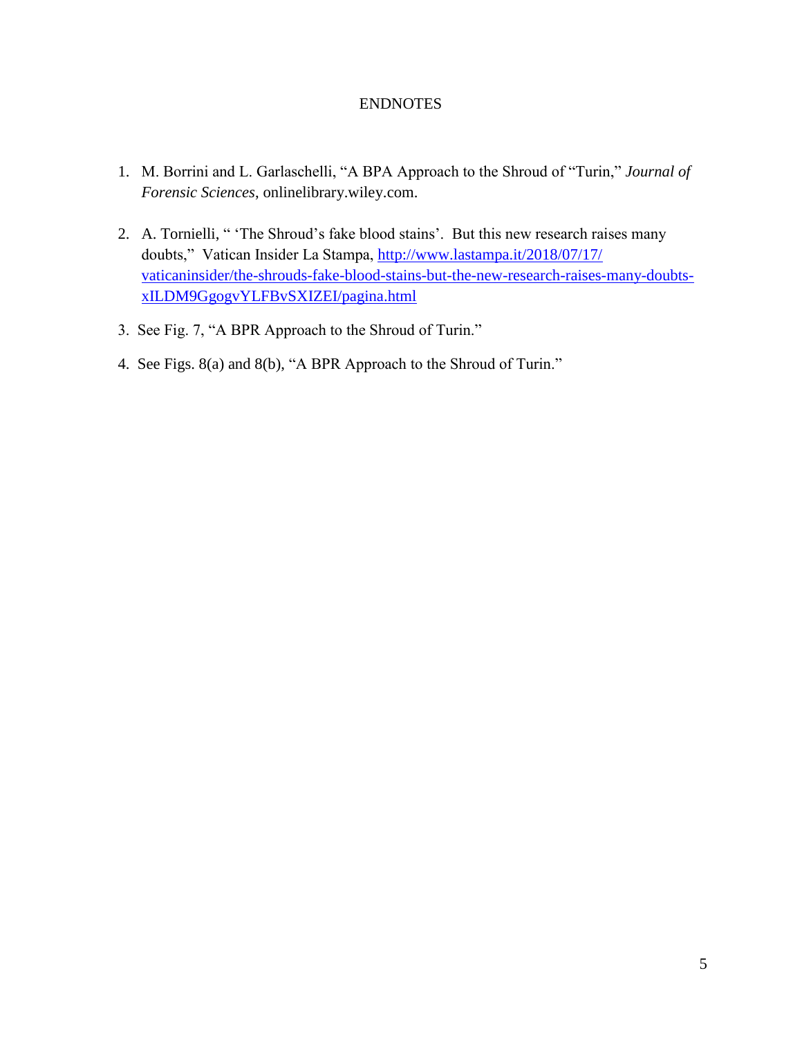# ENDNOTES

1. M. Borrini and L. Garlaschelli, "A BPA Approach to the Shroud of "Turin," *Journal of Forensic Sciences*, onlinelibrary.wiley.com.

2. A. Tornielli, " 'The Shroud's fake blood stains'. But this new research raises many doubts," Vatican Insider La Stampa, http://www.lastampa.it/2018/07/17/vaticaninsider/the-shrouds-fake-blood-stains-but-the-new-research-raises-many-doubts-xILDM9GgogvYLFBvSXIZEI/pagina.html

3. See Fig. 7, "A BPR Approach to the Shroud of Turin."

4. See Figs. 8(a) and 8(b), "A BPR Approach to the Shroud of Turin."